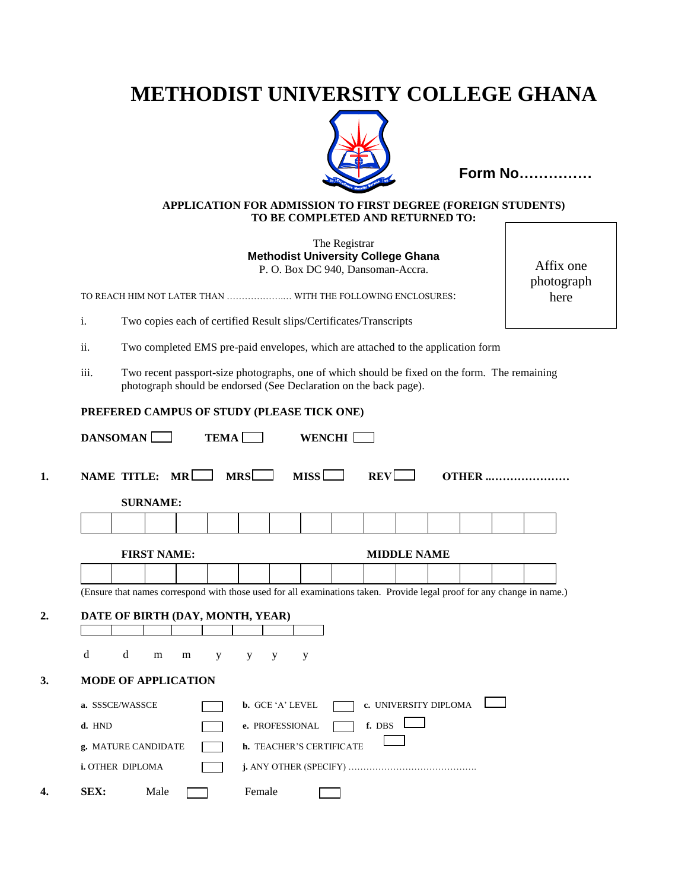# METHODIST UNIVERSITY COLLEGE GHANA

**Form No……………**

**APPLICATION FOR ADMISSION TO FIRST DEGREE (FOREIGN STUDENTS)**
**TO BE COMPLETED AND RETURNED TO:**

The Registrar
**Methodist University College Ghana**
P. O. Box DC 940, Dansoman-Accra.

Affix one photograph here

TO REACH HIM NOT LATER THAN ………………..… WITH THE FOLLOWING ENCLOSURES:

i. Two copies each of certified Result slips/Certificates/Transcripts

ii. Two completed EMS pre-paid envelopes, which are attached to the application form

iii. Two recent passport-size photographs, one of which should be fixed on the form. The remaining photograph should be endorsed (See Declaration on the back page).

**PREFERED CAMPUS OF STUDY (PLEASE TICK ONE)**

**DANSOMAN** ☐ **TEMA** ☐ **WENCHI** ☐

**1. NAME TITLE:** **MR** ☐ **MRS** ☐ **MISS** ☐ **REV** ☐ **OTHER** ………………….

**SURNAME:**

| | | | | | | | | | | | | | | |
|---|---|---|---|---|---|---|---|---|---|---|---|---|---|---|

**FIRST NAME:** **MIDDLE NAME**

| | | | | | | | | | | | | | | |
|---|---|---|---|---|---|---|---|---|---|---|---|---|---|---|

(Ensure that names correspond with those used for all examinations taken. Provide legal proof for any change in name.)

**2. DATE OF BIRTH (DAY, MONTH, YEAR)**

| | | | | | | | |
|---|---|---|---|---|---|---|---|
| d | d | m | m | y | y | y | y |

**3. MODE OF APPLICATION**

**a.** SSSCE/WASSCE ☐ **b.** GCE 'A' LEVEL ☐ **c.** UNIVERSITY DIPLOMA ☐

**d.** HND ☐ **e.** PROFESSIONAL ☐ **f.** DBS ☐

**g.** MATURE CANDIDATE ☐ **h.** TEACHER'S CERTIFICATE ☐

**i.** OTHER DIPLOMA ☐ **j.** ANY OTHER (SPECIFY) …………………………………….

**4. SEX:** Male ☐ Female ☐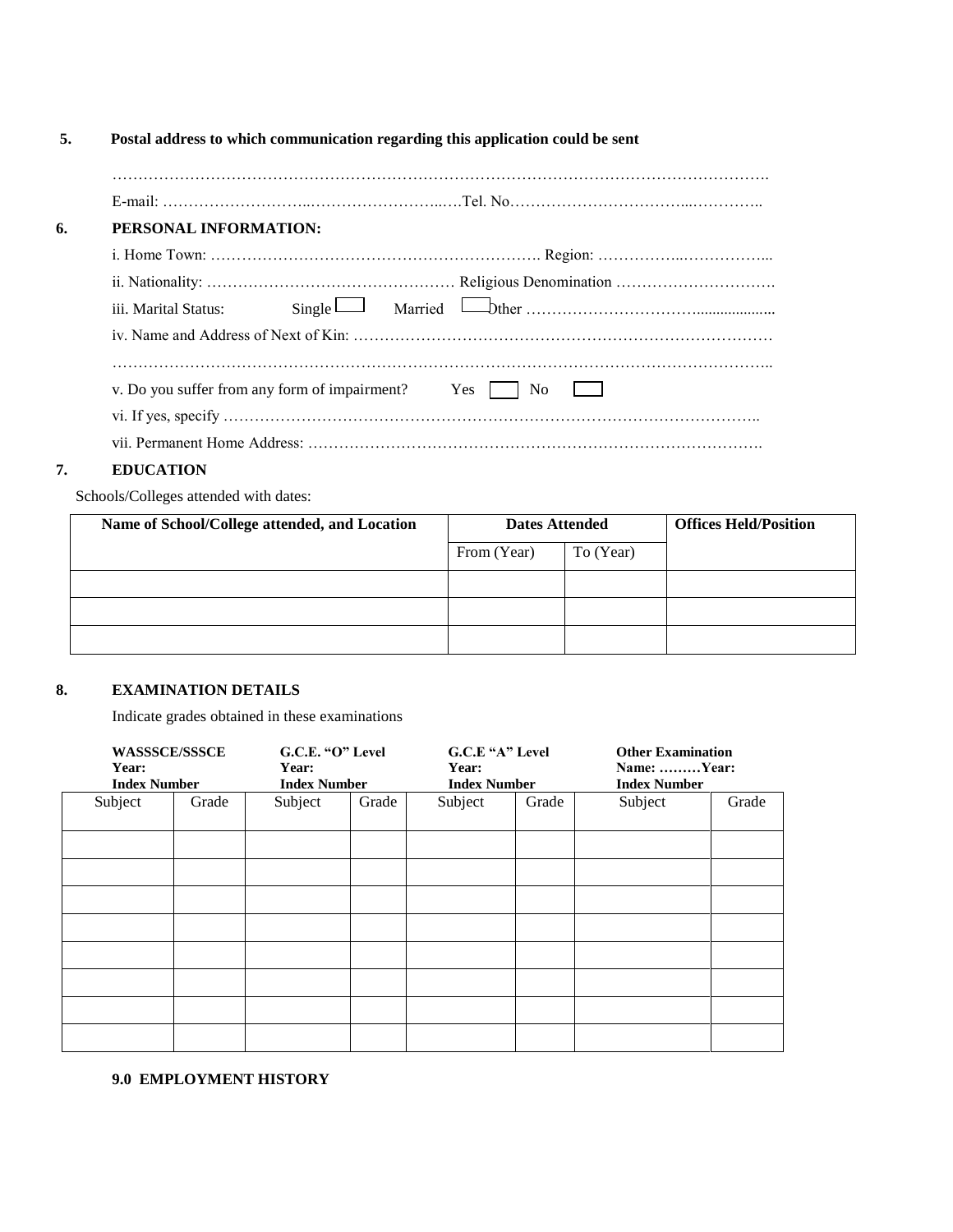**5. Postal address to which communication regarding this application could be sent**

…………………………………………………………………………………………………………………….

E-mail: ………………………..……………………..….Tel. No……………………………...…………..

## 6. PERSONAL INFORMATION:

i. Home Town: ………………………………………………………. Region: ……………..……………...

ii. Nationality: ………………………………………… Religious Denomination ………………………….

iii. Marital Status: Single ☐ Married ☐ Other …………………………….....................

iv. Name and Address of Next of Kin: ………………………………………………………………………

……………………………………………………………………………………………………………..

v. Do you suffer from any form of impairment? Yes ☐ No ☐

vi. If yes, specify ………………………………………………………………………………………..

vii. Permanent Home Address: …………………………………………………………………………….

## 7. EDUCATION

Schools/Colleges attended with dates:

| Name of School/College attended, and Location | Dates Attended | | Offices Held/Position |
|---|---|---|---|
| | From (Year) | To (Year) | |
| | | | |
| | | | |
| | | | |

## 8. EXAMINATION DETAILS

Indicate grades obtained in these examinations

| **WASSSCE/SSSCE Year: Index Number** | | **G.C.E. "O" Level Year: Index Number** | | **G.C.E "A" Level Year: Index Number** | | **Other Examination Name: ………Year: Index Number** | |
|---|---|---|---|---|---|---|---|
| Subject | Grade | Subject | Grade | Subject | Grade | Subject | Grade |
| | | | | | | | |
| | | | | | | | |
| | | | | | | | |
| | | | | | | | |
| | | | | | | | |
| | | | | | | | |
| | | | | | | | |
| | | | | | | | |

**9.0 EMPLOYMENT HISTORY**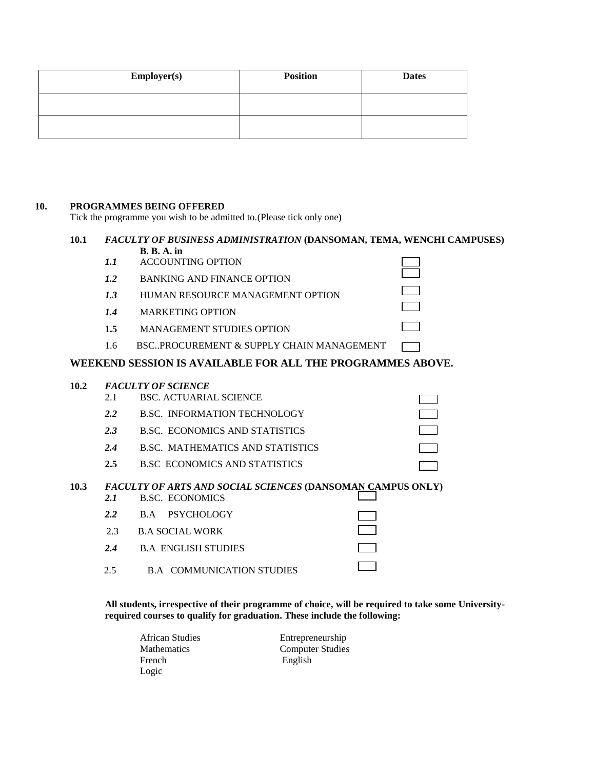| Employer(s) | Position | Dates |
| --- | --- | --- |
| | | |
| | | |

## 10. PROGRAMMES BEING OFFERED

Tick the programme you wish to be admitted to.(Please tick only one)

### 10.1 *FACULTY OF BUSINESS ADMINISTRATION* (DANSOMAN, TEMA, WENCHI CAMPUSES)

**B. B. A. in**

- ***1.1*** ACCOUNTING OPTION ☐
- ***1.2*** BANKING AND FINANCE OPTION ☐
- ***1.3*** HUMAN RESOURCE MANAGEMENT OPTION ☐
- ***1.4*** MARKETING OPTION ☐
- **1.5** MANAGEMENT STUDIES OPTION ☐
- 1.6 BSC..PROCUREMENT & SUPPLY CHAIN MANAGEMENT ☐

**WEEKEND SESSION IS AVAILABLE FOR ALL THE PROGRAMMES ABOVE.**

### 10.2 *FACULTY OF SCIENCE*

- 2.1 BSC. ACTUARIAL SCIENCE ☐
- ***2.2*** B.SC. INFORMATION TECHNOLOGY ☐
- ***2.3*** B.SC. ECONOMICS AND STATISTICS ☐
- ***2.4*** B.SC. MATHEMATICS AND STATISTICS ☐
- **2.5** B.SC ECONOMICS AND STATISTICS ☐

### 10.3 *FACULTY OF ARTS AND SOCIAL SCIENCES* (DANSOMAN CAMPUS ONLY)

- ***2.1*** B.SC. ECONOMICS ☐
- ***2.2*** B.A PSYCHOLOGY ☐
- 2.3 B.A SOCIAL WORK ☐
- ***2.4*** B.A ENGLISH STUDIES ☐
- 2.5 B.A COMMUNICATION STUDIES ☐

**All students, irrespective of their programme of choice, will be required to take some University-required courses to qualify for graduation. These include the following:**

- African Studies
- Mathematics
- French
- Logic
- Entrepreneurship
- Computer Studies
- English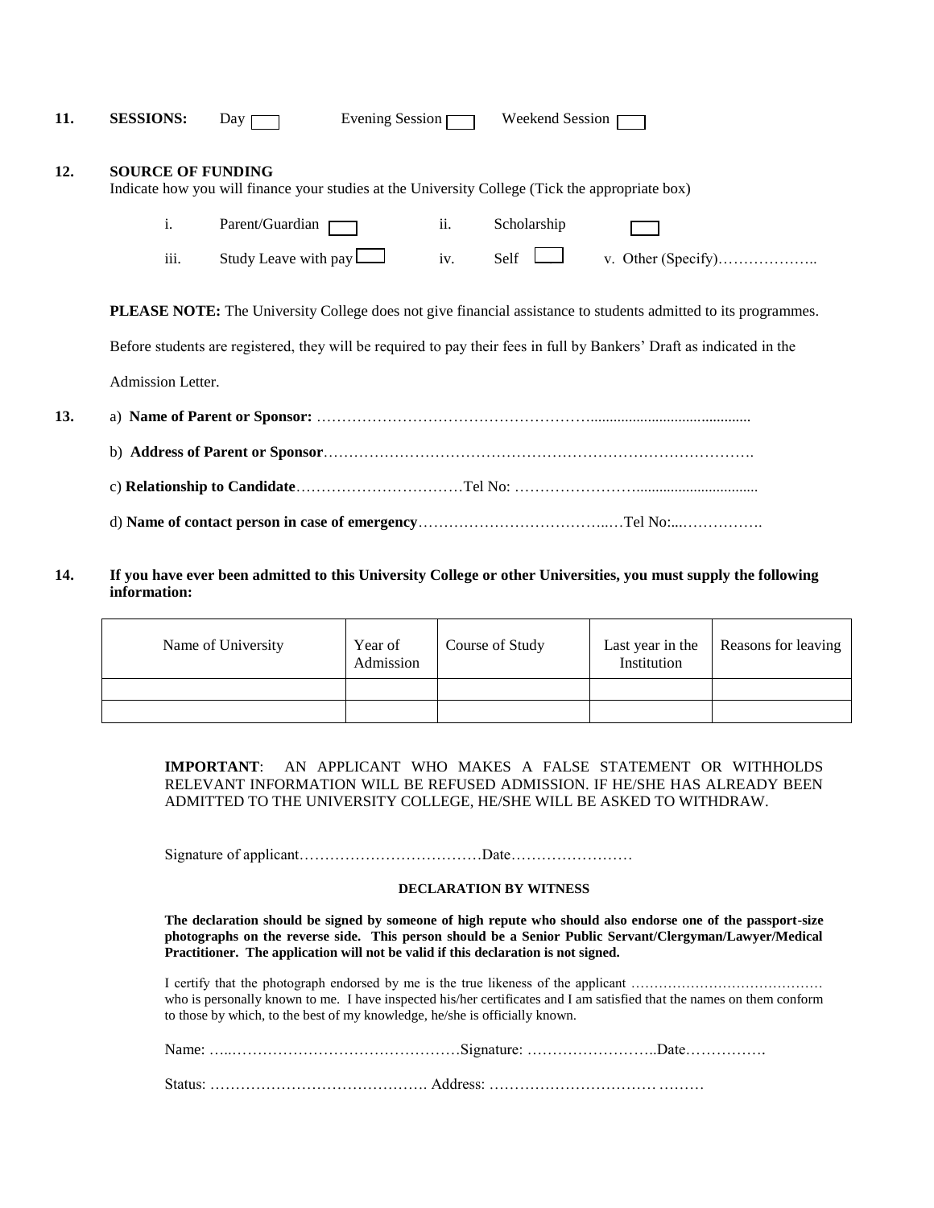**11. SESSIONS:** Day ☐ Evening Session ☐ Weekend Session ☐

**12. SOURCE OF FUNDING**

Indicate how you will finance your studies at the University College (Tick the appropriate box)

i. Parent/Guardian ☐ ii. Scholarship ☐

iii. Study Leave with pay ☐ iv. Self ☐ v. Other (Specify)………………..

**PLEASE NOTE:** The University College does not give financial assistance to students admitted to its programmes.

Before students are registered, they will be required to pay their fees in full by Bankers' Draft as indicated in the Admission Letter.

**13.** a) **Name of Parent or Sponsor:** ………………………………………………..........................................

b) **Address of Parent or Sponsor**…….………………………………………………………………………….

c) **Relationship to Candidate**……………………………Tel No: …………………….................................

d) **Name of contact person in case of emergency**………………………………..…Tel No:...…………….

**14. If you have ever been admitted to this University College or other Universities, you must supply the following information:**

| Name of University | Year of Admission | Course of Study | Last year in the Institution | Reasons for leaving |
|---|---|---|---|---|
| | | | | |
| | | | | |

**IMPORTANT**: AN APPLICANT WHO MAKES A FALSE STATEMENT OR WITHHOLDS RELEVANT INFORMATION WILL BE REFUSED ADMISSION. IF HE/SHE HAS ALREADY BEEN ADMITTED TO THE UNIVERSITY COLLEGE, HE/SHE WILL BE ASKED TO WITHDRAW.

Signature of applicant………………………………Date……………………

**DECLARATION BY WITNESS**

**The declaration should be signed by someone of high repute who should also endorse one of the passport-size photographs on the reverse side. This person should be a Senior Public Servant/Clergyman/Lawyer/Medical Practitioner. The application will not be valid if this declaration is not signed.**

I certify that the photograph endorsed by me is the true likeness of the applicant …………………………………… who is personally known to me. I have inspected his/her certificates and I am satisfied that the names on them conform to those by which, to the best of my knowledge, he/she is officially known.

Name: …..………………………………………Signature: ……………………..Date…………….

Status: ……………………………………. Address: ………………………… ………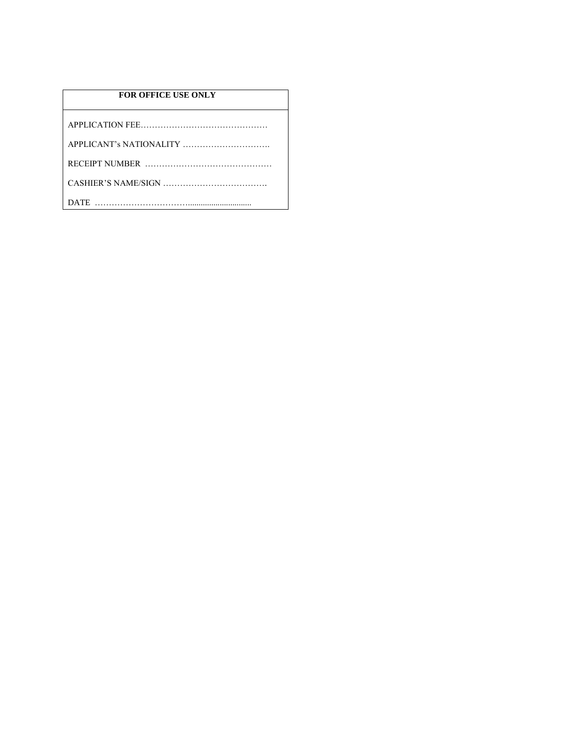**FOR OFFICE USE ONLY**

APPLICATION FEE………………………………………

APPLICANT's NATIONALITY ………………………….

RECEIPT NUMBER ………………………………………

CASHIER'S NAME/SIGN ……………………………….

DATE ……………………………..............................